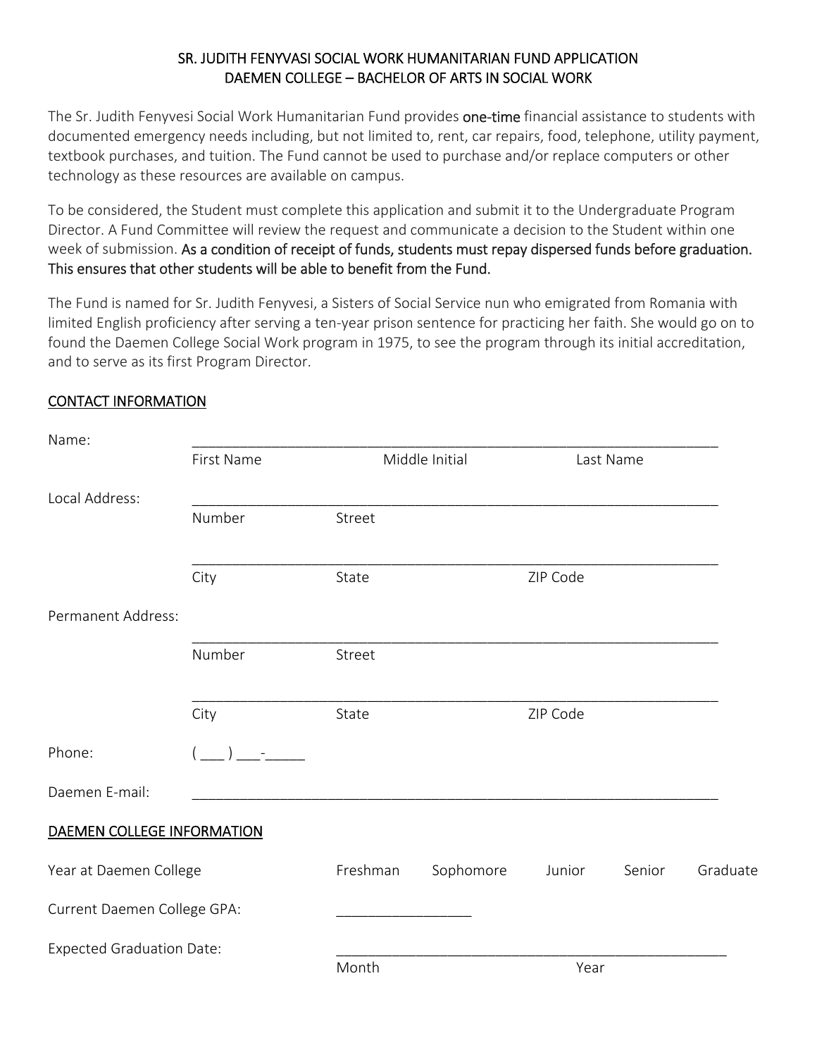# SR. JUDITH FENYVASI SOCIAL WORK HUMANITARIAN FUND APPLICATION
# DAEMEN COLLEGE – BACHELOR OF ARTS IN SOCIAL WORK

The Sr. Judith Fenyvesi Social Work Humanitarian Fund provides **one-time** financial assistance to students with documented emergency needs including, but not limited to, rent, car repairs, food, telephone, utility payment, textbook purchases, and tuition. The Fund cannot be used to purchase and/or replace computers or other technology as these resources are available on campus.

To be considered, the Student must complete this application and submit it to the Undergraduate Program Director. A Fund Committee will review the request and communicate a decision to the Student within one week of submission. **As a condition of receipt of funds, students must repay dispersed funds before graduation. This ensures that other students will be able to benefit from the Fund.**

The Fund is named for Sr. Judith Fenyvesi, a Sisters of Social Service nun who emigrated from Romania with limited English proficiency after serving a ten-year prison sentence for practicing her faith. She would go on to found the Daemen College Social Work program in 1975, to see the program through its initial accreditation, and to serve as its first Program Director.

## CONTACT INFORMATION

Name: ______________________________________________________________________
First Name Middle Initial Last Name

Local Address: ______________________________________________________________________
Number Street

______________________________________________________________________
City State ZIP Code

Permanent Address:

______________________________________________________________________
Number Street

______________________________________________________________________
City State ZIP Code

Phone: ( ___ ) ___-_____

Daemen E-mail: ______________________________________________________________________

## DAEMEN COLLEGE INFORMATION

Year at Daemen College Freshman Sophomore Junior Senior Graduate

Current Daemen College GPA: _________________

Expected Graduation Date: ________________________________________________
Month Year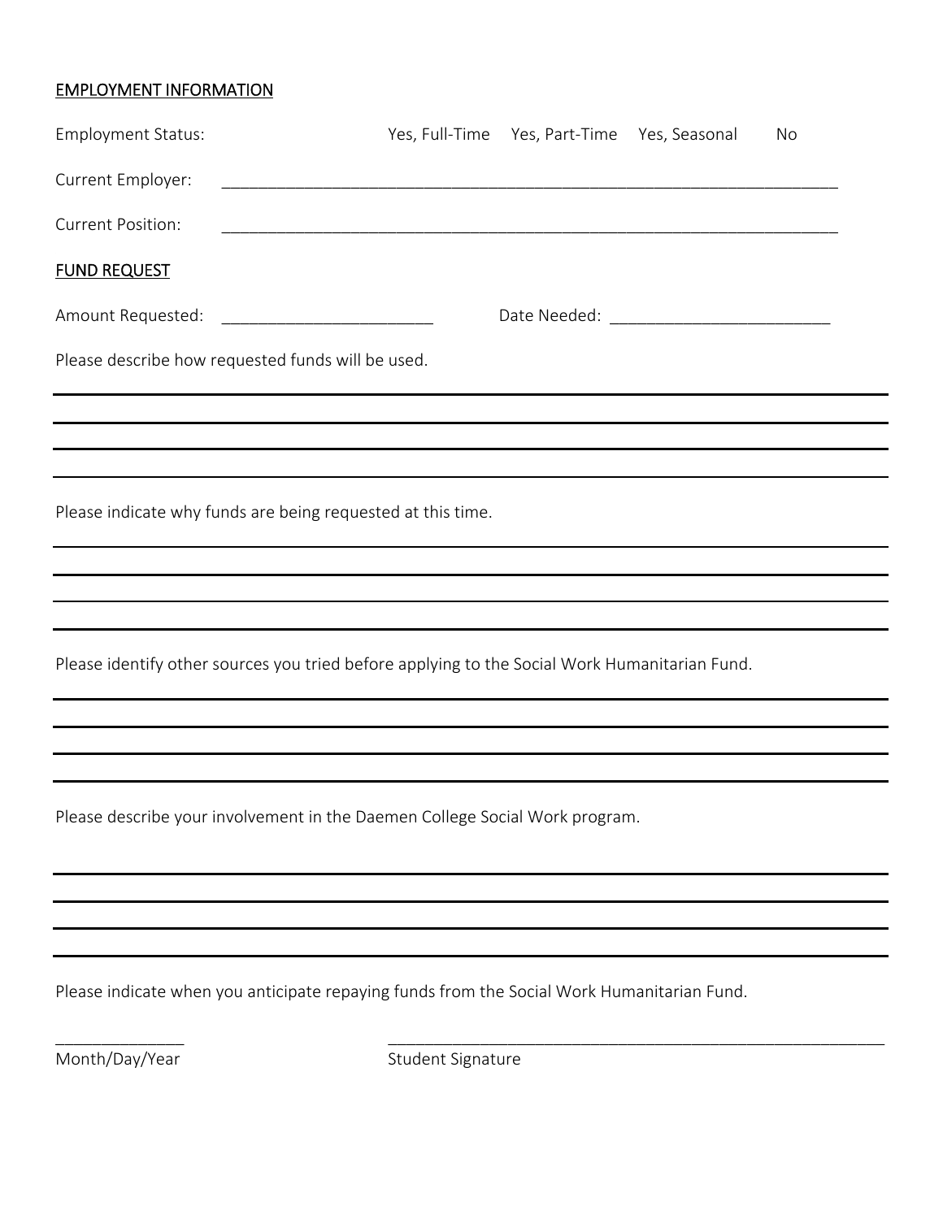## EMPLOYMENT INFORMATION

Employment Status: Yes, Full-Time Yes, Part-Time Yes, Seasonal No

Current Employer: ______________________________________________________________________

Current Position: ______________________________________________________________________

## FUND REQUEST

Amount Requested: ________________________ Date Needed: ________________________

Please describe how requested funds will be used.

Please indicate why funds are being requested at this time.

Please identify other sources you tried before applying to the Social Work Humanitarian Fund.

Please describe your involvement in the Daemen College Social Work program.

Please indicate when you anticipate repaying funds from the Social Work Humanitarian Fund.

______________ ________________________________________________________

Month/Day/Year Student Signature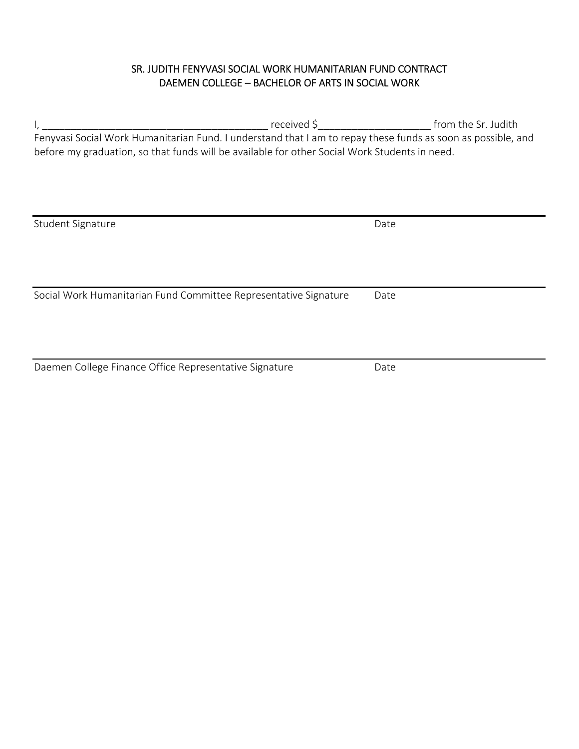**SR. JUDITH FENYVASI SOCIAL WORK HUMANITARIAN FUND CONTRACT**
**DAEMEN COLLEGE – BACHELOR OF ARTS IN SOCIAL WORK**

I, ________________________________________ received $____________________ from the Sr. Judith Fenyvasi Social Work Humanitarian Fund. I understand that I am to repay these funds as soon as possible, and before my graduation, so that funds will be available for other Social Work Students in need.

______________________________________________________________________________

Student Signature Date

______________________________________________________________________________

Social Work Humanitarian Fund Committee Representative Signature Date

______________________________________________________________________________

Daemen College Finance Office Representative Signature Date